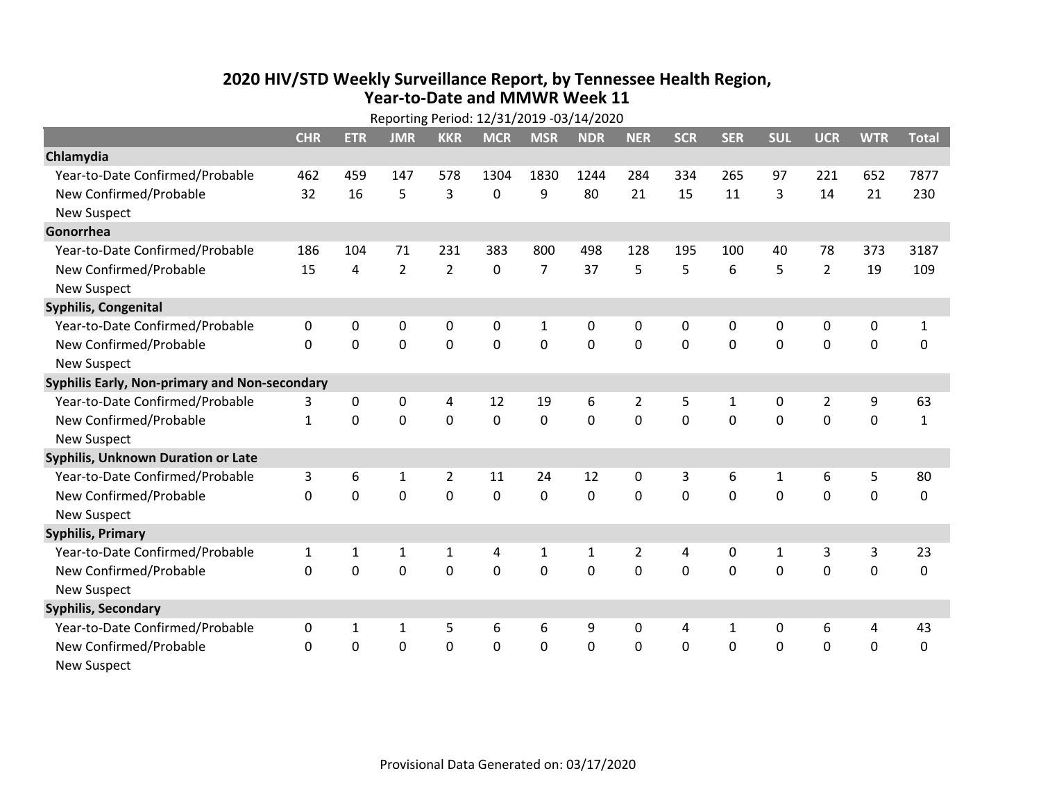# 2020 HIV/STD Weekly Surveillance Report, by Tennessee Health Region, Year-to-Date and MMWR Week 11

Reporting Period: 12/31/2019 -03/14/2020

| | CHR | ETR | JMR | KKR | MCR | MSR | NDR | NER | SCR | SER | SUL | UCR | WTR | Total |
|---|---|---|---|---|---|---|---|---|---|---|---|---|---|---|
| **Chlamydia** | | | | | | | | | | | | | | |
| Year-to-Date Confirmed/Probable | 462 | 459 | 147 | 578 | 1304 | 1830 | 1244 | 284 | 334 | 265 | 97 | 221 | 652 | 7877 |
| New Confirmed/Probable | 32 | 16 | 5 | 3 | 0 | 9 | 80 | 21 | 15 | 11 | 3 | 14 | 21 | 230 |
| New Suspect | | | | | | | | | | | | | | |
| **Gonorrhea** | | | | | | | | | | | | | | |
| Year-to-Date Confirmed/Probable | 186 | 104 | 71 | 231 | 383 | 800 | 498 | 128 | 195 | 100 | 40 | 78 | 373 | 3187 |
| New Confirmed/Probable | 15 | 4 | 2 | 2 | 0 | 7 | 37 | 5 | 5 | 6 | 5 | 2 | 19 | 109 |
| New Suspect | | | | | | | | | | | | | | |
| **Syphilis, Congenital** | | | | | | | | | | | | | | |
| Year-to-Date Confirmed/Probable | 0 | 0 | 0 | 0 | 0 | 1 | 0 | 0 | 0 | 0 | 0 | 0 | 0 | 1 |
| New Confirmed/Probable | 0 | 0 | 0 | 0 | 0 | 0 | 0 | 0 | 0 | 0 | 0 | 0 | 0 | 0 |
| New Suspect | | | | | | | | | | | | | | |
| **Syphilis Early, Non-primary and Non-secondary** | | | | | | | | | | | | | | |
| Year-to-Date Confirmed/Probable | 3 | 0 | 0 | 4 | 12 | 19 | 6 | 2 | 5 | 1 | 0 | 2 | 9 | 63 |
| New Confirmed/Probable | 1 | 0 | 0 | 0 | 0 | 0 | 0 | 0 | 0 | 0 | 0 | 0 | 0 | 1 |
| New Suspect | | | | | | | | | | | | | | |
| **Syphilis, Unknown Duration or Late** | | | | | | | | | | | | | | |
| Year-to-Date Confirmed/Probable | 3 | 6 | 1 | 2 | 11 | 24 | 12 | 0 | 3 | 6 | 1 | 6 | 5 | 80 |
| New Confirmed/Probable | 0 | 0 | 0 | 0 | 0 | 0 | 0 | 0 | 0 | 0 | 0 | 0 | 0 | 0 |
| New Suspect | | | | | | | | | | | | | | |
| **Syphilis, Primary** | | | | | | | | | | | | | | |
| Year-to-Date Confirmed/Probable | 1 | 1 | 1 | 1 | 4 | 1 | 1 | 2 | 4 | 0 | 1 | 3 | 3 | 23 |
| New Confirmed/Probable | 0 | 0 | 0 | 0 | 0 | 0 | 0 | 0 | 0 | 0 | 0 | 0 | 0 | 0 |
| New Suspect | | | | | | | | | | | | | | |
| **Syphilis, Secondary** | | | | | | | | | | | | | | |
| Year-to-Date Confirmed/Probable | 0 | 1 | 1 | 5 | 6 | 6 | 9 | 0 | 4 | 1 | 0 | 6 | 4 | 43 |
| New Confirmed/Probable | 0 | 0 | 0 | 0 | 0 | 0 | 0 | 0 | 0 | 0 | 0 | 0 | 0 | 0 |
| New Suspect | | | | | | | | | | | | | | |

Provisional Data Generated on: 03/17/2020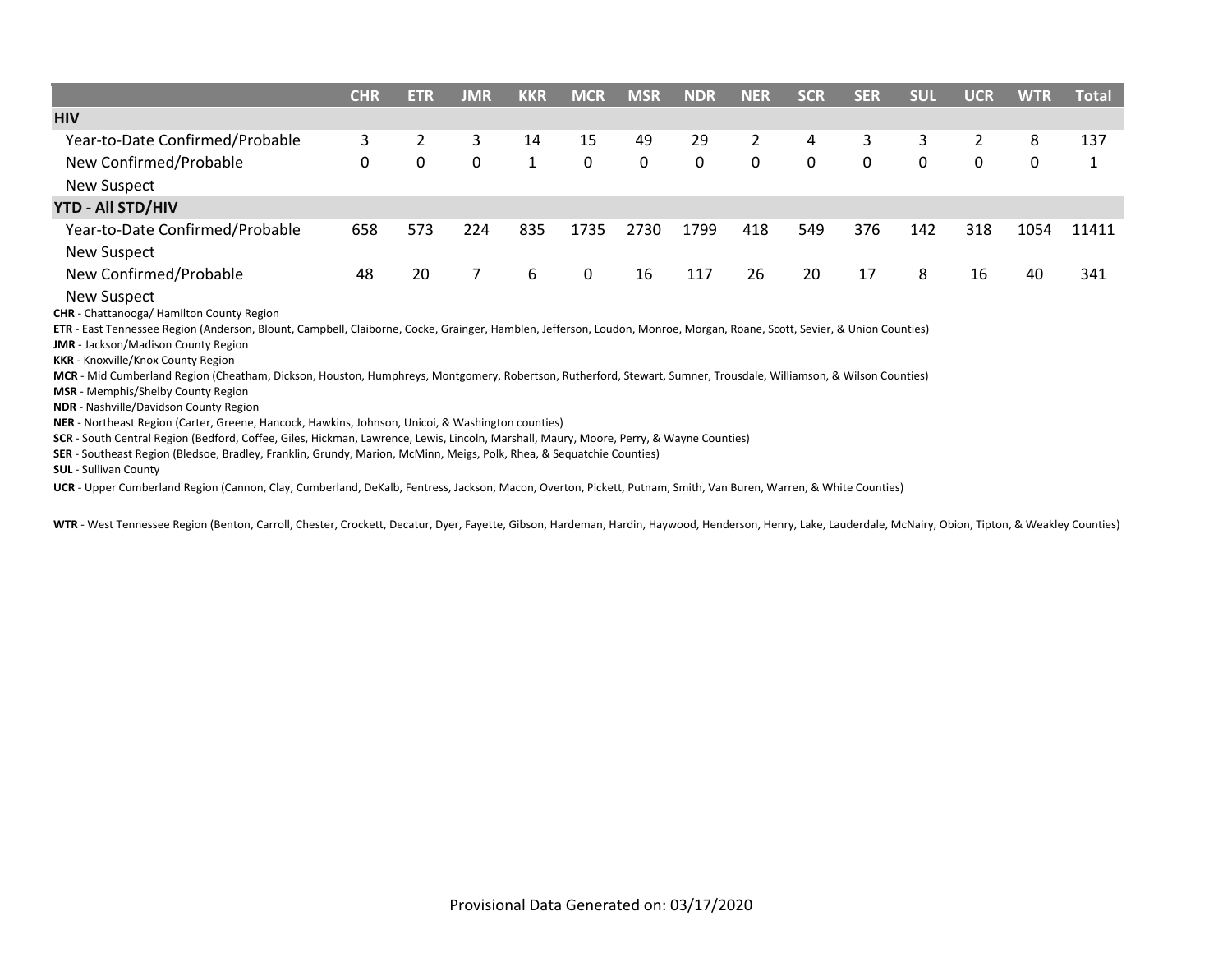| | CHR | ETR | JMR | KKR | MCR | MSR | NDR | NER | SCR | SER | SUL | UCR | WTR | Total |
|---|---|---|---|---|---|---|---|---|---|---|---|---|---|---|
| **HIV** | | | | | | | | | | | | | | |
| Year-to-Date Confirmed/Probable | 3 | 2 | 3 | 14 | 15 | 49 | 29 | 2 | 4 | 3 | 3 | 2 | 8 | 137 |
| New Confirmed/Probable | 0 | 0 | 0 | 1 | 0 | 0 | 0 | 0 | 0 | 0 | 0 | 0 | 0 | 1 |
| New Suspect | | | | | | | | | | | | | | |
| **YTD - All STD/HIV** | | | | | | | | | | | | | | |
| Year-to-Date Confirmed/Probable | 658 | 573 | 224 | 835 | 1735 | 2730 | 1799 | 418 | 549 | 376 | 142 | 318 | 1054 | 11411 |
| New Suspect | | | | | | | | | | | | | | |
| New Confirmed/Probable | 48 | 20 | 7 | 6 | 0 | 16 | 117 | 26 | 20 | 17 | 8 | 16 | 40 | 341 |
| New Suspect | | | | | | | | | | | | | | |

**CHR** - Chattanooga/ Hamilton County Region

**ETR** - East Tennessee Region (Anderson, Blount, Campbell, Claiborne, Cocke, Grainger, Hamblen, Jefferson, Loudon, Monroe, Morgan, Roane, Scott, Sevier, & Union Counties)

**JMR** - Jackson/Madison County Region

**KKR** - Knoxville/Knox County Region

**MCR** - Mid Cumberland Region (Cheatham, Dickson, Houston, Humphreys, Montgomery, Robertson, Rutherford, Stewart, Sumner, Trousdale, Williamson, & Wilson Counties)

**MSR** - Memphis/Shelby County Region

**NDR** - Nashville/Davidson County Region

**NER** - Northeast Region (Carter, Greene, Hancock, Hawkins, Johnson, Unicoi, & Washington counties)

**SCR** - South Central Region (Bedford, Coffee, Giles, Hickman, Lawrence, Lewis, Lincoln, Marshall, Maury, Moore, Perry, & Wayne Counties)

**SER** - Southeast Region (Bledsoe, Bradley, Franklin, Grundy, Marion, McMinn, Meigs, Polk, Rhea, & Sequatchie Counties)

**SUL** - Sullivan County

**UCR** - Upper Cumberland Region (Cannon, Clay, Cumberland, DeKalb, Fentress, Jackson, Macon, Overton, Pickett, Putnam, Smith, Van Buren, Warren, & White Counties)

**WTR** - West Tennessee Region (Benton, Carroll, Chester, Crockett, Decatur, Dyer, Fayette, Gibson, Hardeman, Hardin, Haywood, Henderson, Henry, Lake, Lauderdale, McNairy, Obion, Tipton, & Weakley Counties)

Provisional Data Generated on: 03/17/2020